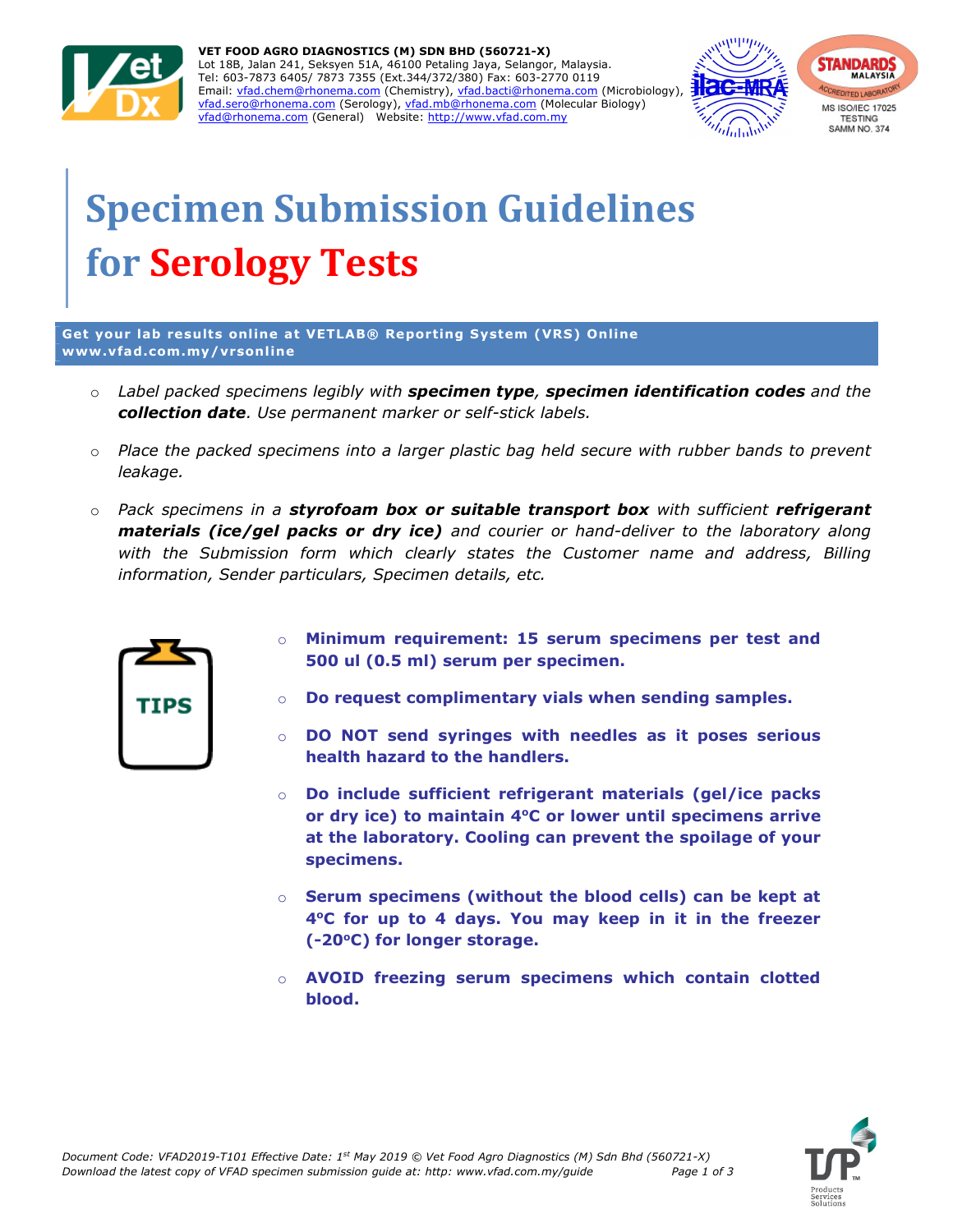**VET FOOD AGRO DIAGNOSTICS (M) SDN BHD (560721-X)**
Lot 18B, Jalan 241, Seksyen 51A, 46100 Petaling Jaya, Selangor, Malaysia.
Tel: 603-7873 6405/ 7873 7355 (Ext.344/372/380) Fax: 603-2770 0119
Email: vfad.chem@rhonema.com (Chemistry), vfad.bacti@rhonema.com (Microbiology), vfad.sero@rhonema.com (Serology), vfad.mb@rhonema.com (Molecular Biology) vfad@rhonema.com (General) Website: http://www.vfad.com.my

MS ISO/IEC 17025 TESTING SAMM NO. 374

# Specimen Submission Guidelines for Serology Tests

**Get your lab results online at VETLAB® Reporting System (VRS) Online www.vfad.com.my/vrsonline**

- *Label packed specimens legibly with **specimen type**, **specimen identification codes** and the **collection date**. Use permanent marker or self-stick labels.*
- *Place the packed specimens into a larger plastic bag held secure with rubber bands to prevent leakage.*
- *Pack specimens in a **styrofoam box or suitable transport box** with sufficient **refrigerant materials (ice/gel packs or dry ice)** and courier or hand-deliver to the laboratory along with the Submission form which clearly states the Customer name and address, Billing information, Sender particulars, Specimen details, etc.*

TIPS

- **Minimum requirement: 15 serum specimens per test and 500 ul (0.5 ml) serum per specimen.**
- **Do request complimentary vials when sending samples.**
- **DO NOT send syringes with needles as it poses serious health hazard to the handlers.**
- **Do include sufficient refrigerant materials (gel/ice packs or dry ice) to maintain 4ºC or lower until specimens arrive at the laboratory. Cooling can prevent the spoilage of your specimens.**
- **Serum specimens (without the blood cells) can be kept at 4ºC for up to 4 days. You may keep in it in the freezer (-20ºC) for longer storage.**
- **AVOID freezing serum specimens which contain clotted blood.**

*Document Code: VFAD2019-T101 Effective Date: 1st May 2019 © Vet Food Agro Diagnostics (M) Sdn Bhd (560721-X)*
*Download the latest copy of VFAD specimen submission guide at: http: www.vfad.com.my/guide*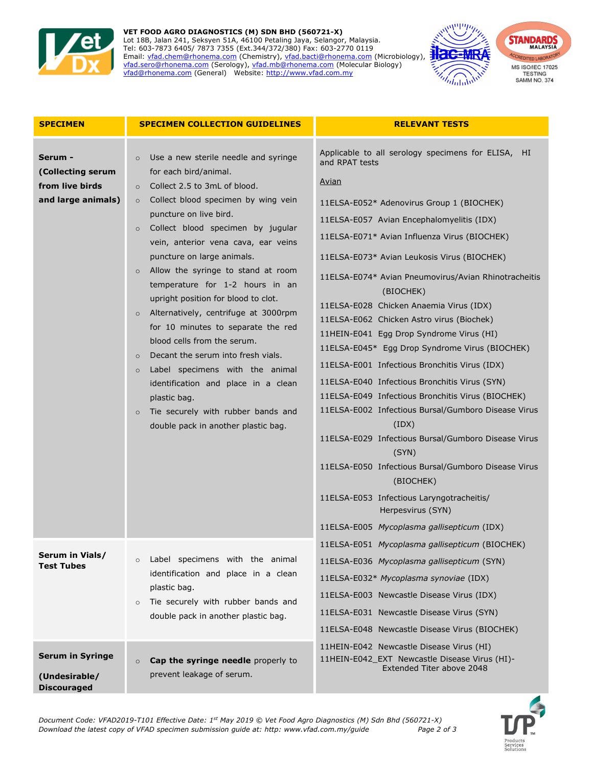**VET FOOD AGRO DIAGNOSTICS (M) SDN BHD (560721-X)**
Lot 18B, Jalan 241, Seksyen 51A, 46100 Petaling Jaya, Selangor, Malaysia.
Tel: 603-7873 6405/ 7873 7355 (Ext.344/372/380) Fax: 603-2770 0119
Email: vfad.chem@rhonema.com (Chemistry), vfad.bacti@rhonema.com (Microbiology), vfad.sero@rhonema.com (Serology), vfad.mb@rhonema.com (Molecular Biology) vfad@rhonema.com (General) Website: http://www.vfad.com.my

| SPECIMEN | SPECIMEN COLLECTION GUIDELINES | RELEVANT TESTS |
|---|---|---|
| **Serum - (Collecting serum from live birds and large animals)** | ○ Use a new sterile needle and syringe for each bird/animal.<br>○ Collect 2.5 to 3mL of blood.<br>○ Collect blood specimen by wing vein puncture on live bird.<br>○ Collect blood specimen by jugular vein, anterior vena cava, ear veins puncture on large animals.<br>○ Allow the syringe to stand at room temperature for 1-2 hours in an upright position for blood to clot.<br>○ Alternatively, centrifuge at 3000rpm for 10 minutes to separate the red blood cells from the serum.<br>○ Decant the serum into fresh vials.<br>○ Label specimens with the animal identification and place in a clean plastic bag.<br>○ Tie securely with rubber bands and double pack in another plastic bag. | Applicable to all serology specimens for ELISA, HI and RPAT tests<br><br><u>Avian</u><br><br>11ELSA-E052* Adenovirus Group 1 (BIOCHEK)<br>11ELSA-E057 Avian Encephalomyelitis (IDX)<br>11ELSA-E071* Avian Influenza Virus (BIOCHEK)<br>11ELSA-E073* Avian Leukosis Virus (BIOCHEK)<br>11ELSA-E074* Avian Pneumovirus/Avian Rhinotracheitis (BIOCHEK)<br>11ELSA-E028 Chicken Anaemia Virus (IDX)<br>11ELSA-E062 Chicken Astro virus (Biochek)<br>11HEIN-E041 Egg Drop Syndrome Virus (HI)<br>11ELSA-E045* Egg Drop Syndrome Virus (BIOCHEK)<br>11ELSA-E001 Infectious Bronchitis Virus (IDX)<br>11ELSA-E040 Infectious Bronchitis Virus (SYN)<br>11ELSA-E049 Infectious Bronchitis Virus (BIOCHEK)<br>11ELSA-E002 Infectious Bursal/Gumboro Disease Virus (IDX)<br>11ELSA-E029 Infectious Bursal/Gumboro Disease Virus (SYN)<br>11ELSA-E050 Infectious Bursal/Gumboro Disease Virus (BIOCHEK)<br>11ELSA-E053 Infectious Laryngotracheitis/ Herpesvirus (SYN)<br>11ELSA-E005 *Mycoplasma gallisepticum* (IDX) |
| **Serum in Vials/ Test Tubes** | ○ Label specimens with the animal identification and place in a clean plastic bag.<br>○ Tie securely with rubber bands and double pack in another plastic bag. | 11ELSA-E051 *Mycoplasma gallisepticum* (BIOCHEK)<br>11ELSA-E036 *Mycoplasma gallisepticum* (SYN)<br>11ELSA-E032* *Mycoplasma synoviae* (IDX)<br>11ELSA-E003 Newcastle Disease Virus (IDX)<br>11ELSA-E031 Newcastle Disease Virus (SYN)<br>11ELSA-E048 Newcastle Disease Virus (BIOCHEK) |
| **Serum in Syringe (Undesirable/ Discouraged** | ○ **Cap the syringe needle** properly to prevent leakage of serum. | 11HEIN-E042 Newcastle Disease Virus (HI)<br>11HEIN-E042_EXT Newcastle Disease Virus (HI)-Extended Titer above 2048 |

*Document Code: VFAD2019-T101 Effective Date: 1st May 2019 © Vet Food Agro Diagnostics (M) Sdn Bhd (560721-X)*
*Download the latest copy of VFAD specimen submission guide at: http: www.vfad.com.my/guide*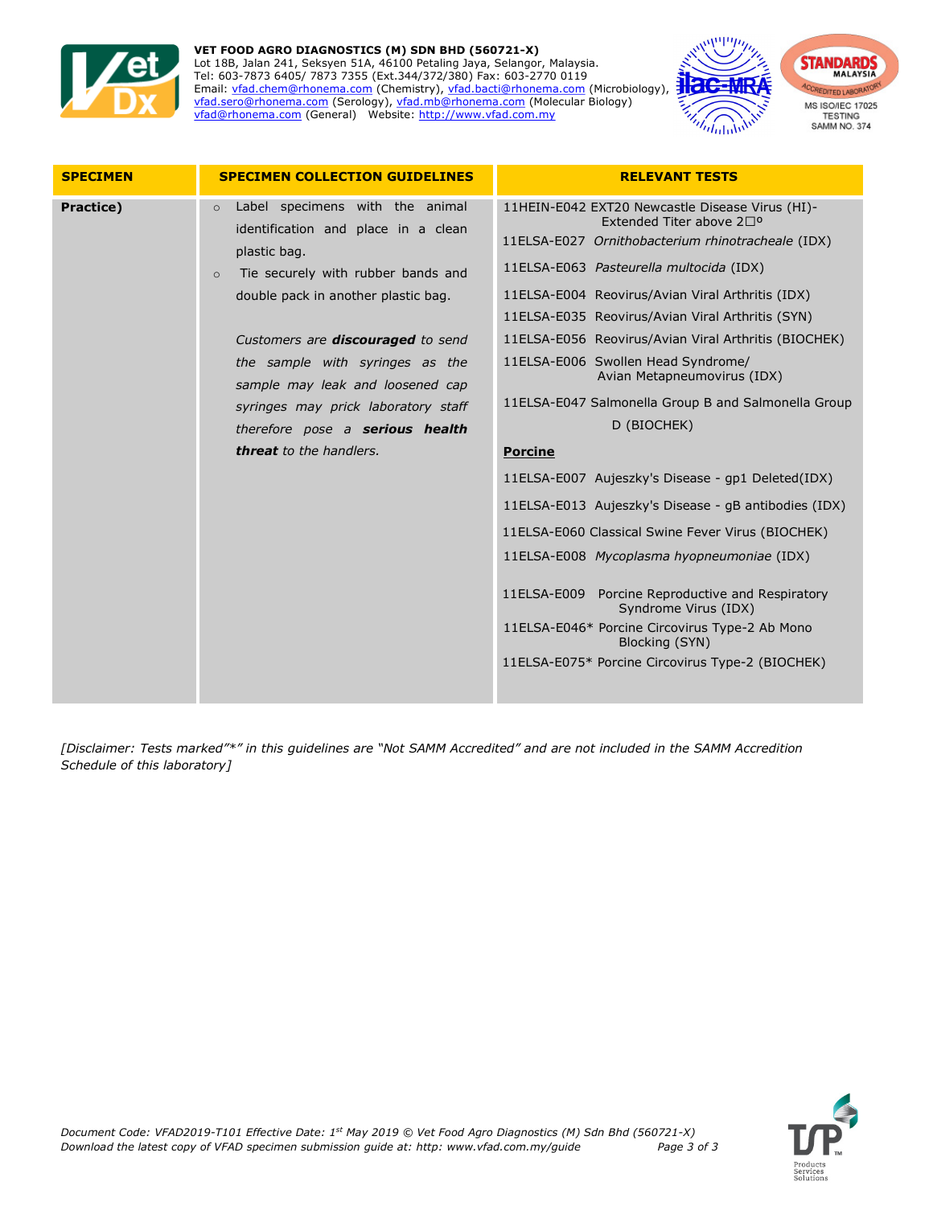**VET FOOD AGRO DIAGNOSTICS (M) SDN BHD (560721-X)**
Lot 18B, Jalan 241, Seksyen 51A, 46100 Petaling Jaya, Selangor, Malaysia.
Tel: 603-7873 6405/ 7873 7355 (Ext.344/372/380) Fax: 603-2770 0119
Email: vfad.chem@rhonema.com (Chemistry), vfad.bacti@rhonema.com (Microbiology), vfad.sero@rhonema.com (Serology), vfad.mb@rhonema.com (Molecular Biology) vfad@rhonema.com (General) Website: http://www.vfad.com.my

MS ISO/IEC 17025 TESTING SAMM NO. 374

| SPECIMEN | SPECIMEN COLLECTION GUIDELINES | RELEVANT TESTS |
|---|---|---|
| **Practice)** | ○ Label specimens with the animal identification and place in a clean plastic bag.<br>○ Tie securely with rubber bands and double pack in another plastic bag.<br><br>*Customers are **discouraged** to send the sample with syringes as the sample may leak and loosened cap syringes may prick laboratory staff therefore pose a **serious health threat** to the handlers.* | 11HEIN-E042 EXT20 Newcastle Disease Virus (HI)- Extended Titer above 2□º<br>11ELSA-E027 *Ornithobacterium rhinotracheale* (IDX)<br>11ELSA-E063 *Pasteurella multocida* (IDX)<br>11ELSA-E004 Reovirus/Avian Viral Arthritis (IDX)<br>11ELSA-E035 Reovirus/Avian Viral Arthritis (SYN)<br>11ELSA-E056 Reovirus/Avian Viral Arthritis (BIOCHEK)<br>11ELSA-E006 Swollen Head Syndrome/ Avian Metapneumovirus (IDX)<br>11ELSA-E047 Salmonella Group B and Salmonella Group D (BIOCHEK)<br><br>**Porcine**<br>11ELSA-E007 Aujeszky's Disease - gp1 Deleted(IDX)<br>11ELSA-E013 Aujeszky's Disease - gB antibodies (IDX)<br>11ELSA-E060 Classical Swine Fever Virus (BIOCHEK)<br>11ELSA-E008 *Mycoplasma hyopneumoniae* (IDX)<br>11ELSA-E009 Porcine Reproductive and Respiratory Syndrome Virus (IDX)<br>11ELSA-E046* Porcine Circovirus Type-2 Ab Mono Blocking (SYN)<br>11ELSA-E075* Porcine Circovirus Type-2 (BIOCHEK) |

*[Disclaimer: Tests marked"*" in this guidelines are "Not SAMM Accredited" and are not included in the SAMM Accreditation Schedule of this laboratory]*

*Document Code: VFAD2019-T101 Effective Date: 1st May 2019 © Vet Food Agro Diagnostics (M) Sdn Bhd (560721-X)*
*Download the latest copy of VFAD specimen submission guide at: http: www.vfad.com.my/guide*